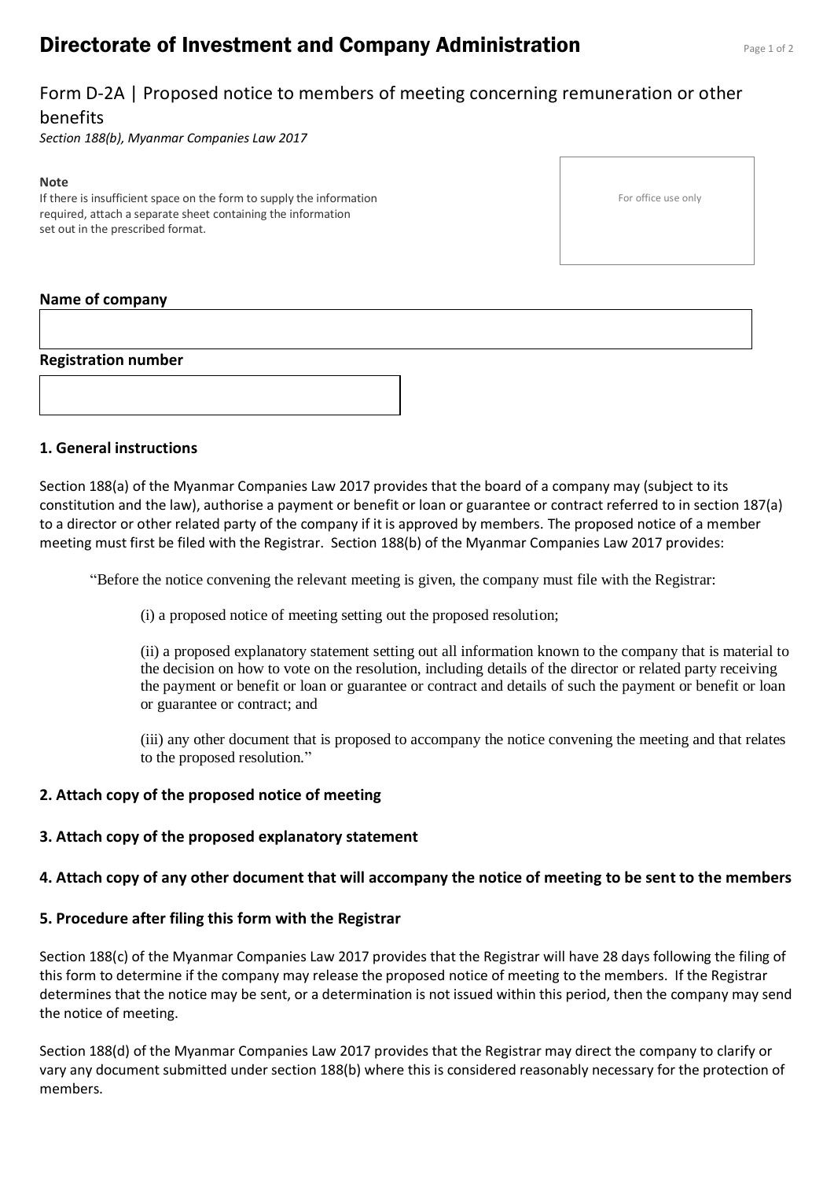# Directorate of Investment and Company Administration

## Form D-2A | Proposed notice to members of meeting concerning remuneration or other benefits

*Section 188(b), Myanmar Companies Law 2017*

**Note**
If there is insufficient space on the form to supply the information required, attach a separate sheet containing the information set out in the prescribed format.

For office use only

**Name of company**

**Registration number**

### 1. General instructions

Section 188(a) of the Myanmar Companies Law 2017 provides that the board of a company may (subject to its constitution and the law), authorise a payment or benefit or loan or guarantee or contract referred to in section 187(a) to a director or other related party of the company if it is approved by members. The proposed notice of a member meeting must first be filed with the Registrar. Section 188(b) of the Myanmar Companies Law 2017 provides:

> "Before the notice convening the relevant meeting is given, the company must file with the Registrar:
>
> (i) a proposed notice of meeting setting out the proposed resolution;
>
> (ii) a proposed explanatory statement setting out all information known to the company that is material to the decision on how to vote on the resolution, including details of the director or related party receiving the payment or benefit or loan or guarantee or contract and details of such the payment or benefit or loan or guarantee or contract; and
>
> (iii) any other document that is proposed to accompany the notice convening the meeting and that relates to the proposed resolution."

### 2. Attach copy of the proposed notice of meeting

### 3. Attach copy of the proposed explanatory statement

### 4. Attach copy of any other document that will accompany the notice of meeting to be sent to the members

### 5. Procedure after filing this form with the Registrar

Section 188(c) of the Myanmar Companies Law 2017 provides that the Registrar will have 28 days following the filing of this form to determine if the company may release the proposed notice of meeting to the members. If the Registrar determines that the notice may be sent, or a determination is not issued within this period, then the company may send the notice of meeting.

Section 188(d) of the Myanmar Companies Law 2017 provides that the Registrar may direct the company to clarify or vary any document submitted under section 188(b) where this is considered reasonably necessary for the protection of members.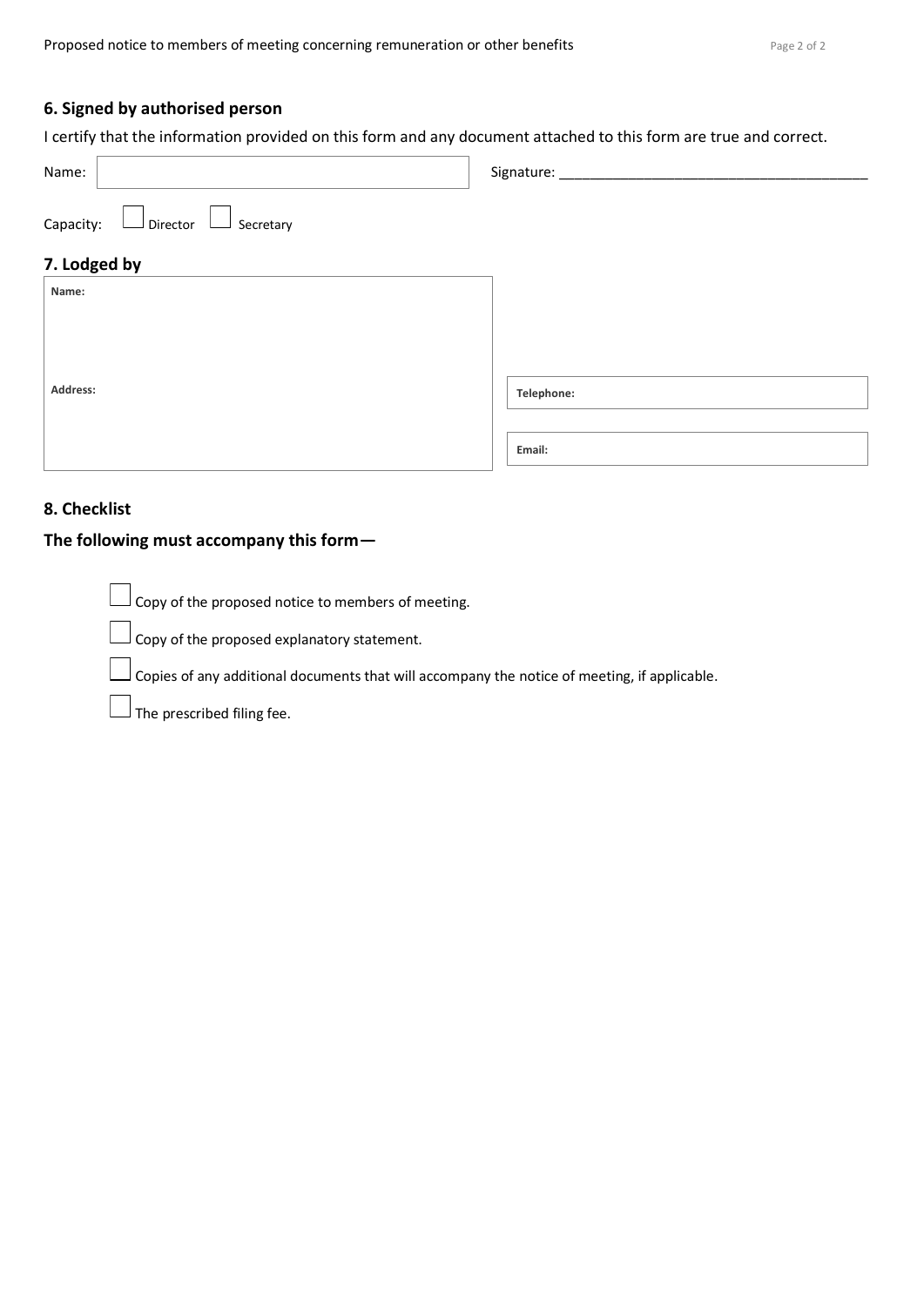## 6. Signed by authorised person

I certify that the information provided on this form and any document attached to this form are true and correct.

Name: Signature: ______________________________________

Capacity: ☐ Director ☐ Secretary

## 7. Lodged by

**Name:**

**Address:**

**Telephone:**

**Email:**

## 8. Checklist

### The following must accompany this form—

- ☐ Copy of the proposed notice to members of meeting.
- ☐ Copy of the proposed explanatory statement.
- ☐ Copies of any additional documents that will accompany the notice of meeting, if applicable.
- ☐ The prescribed filing fee.